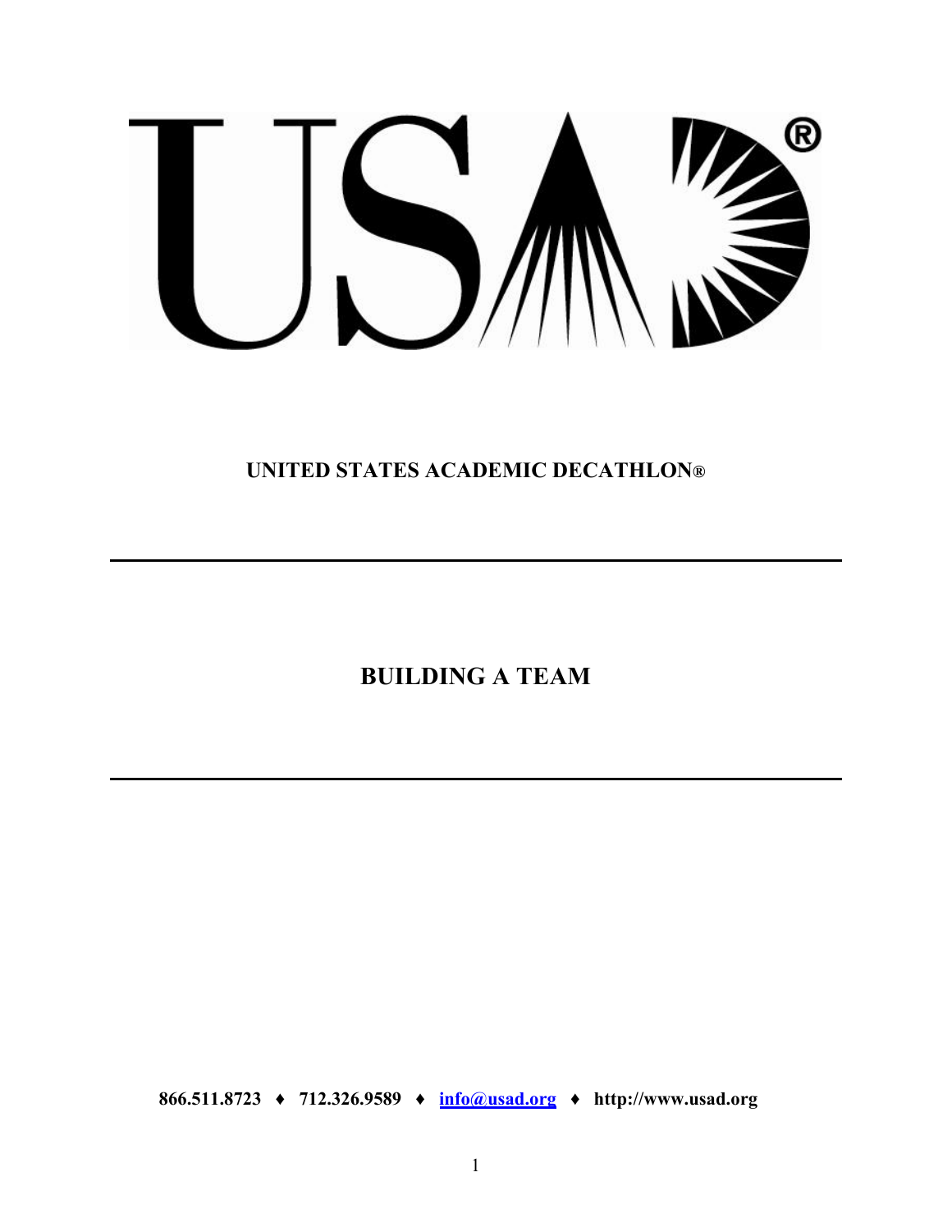# UNITED STATES ACADEMIC DECATHLON®

---

## BUILDING A TEAM

---

**866.511.8723 ♦ 712.326.9589 ♦ [info@usad.org](mailto:info@usad.org) ♦ http://www.usad.org**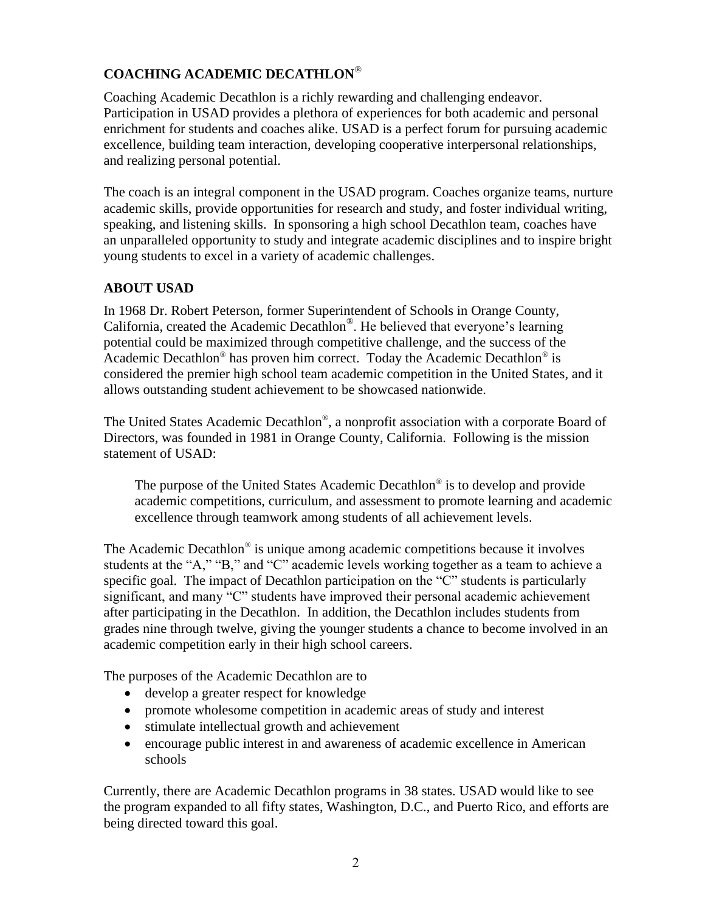## COACHING ACADEMIC DECATHLON®

Coaching Academic Decathlon is a richly rewarding and challenging endeavor. Participation in USAD provides a plethora of experiences for both academic and personal enrichment for students and coaches alike. USAD is a perfect forum for pursuing academic excellence, building team interaction, developing cooperative interpersonal relationships, and realizing personal potential.

The coach is an integral component in the USAD program. Coaches organize teams, nurture academic skills, provide opportunities for research and study, and foster individual writing, speaking, and listening skills. In sponsoring a high school Decathlon team, coaches have an unparalleled opportunity to study and integrate academic disciplines and to inspire bright young students to excel in a variety of academic challenges.

## ABOUT USAD

In 1968 Dr. Robert Peterson, former Superintendent of Schools in Orange County, California, created the Academic Decathlon®. He believed that everyone's learning potential could be maximized through competitive challenge, and the success of the Academic Decathlon® has proven him correct. Today the Academic Decathlon® is considered the premier high school team academic competition in the United States, and it allows outstanding student achievement to be showcased nationwide.

The United States Academic Decathlon®, a nonprofit association with a corporate Board of Directors, was founded in 1981 in Orange County, California. Following is the mission statement of USAD:

> The purpose of the United States Academic Decathlon® is to develop and provide academic competitions, curriculum, and assessment to promote learning and academic excellence through teamwork among students of all achievement levels.

The Academic Decathlon® is unique among academic competitions because it involves students at the "A," "B," and "C" academic levels working together as a team to achieve a specific goal. The impact of Decathlon participation on the "C" students is particularly significant, and many "C" students have improved their personal academic achievement after participating in the Decathlon. In addition, the Decathlon includes students from grades nine through twelve, giving the younger students a chance to become involved in an academic competition early in their high school careers.

The purposes of the Academic Decathlon are to

- develop a greater respect for knowledge
- promote wholesome competition in academic areas of study and interest
- stimulate intellectual growth and achievement
- encourage public interest in and awareness of academic excellence in American schools

Currently, there are Academic Decathlon programs in 38 states. USAD would like to see the program expanded to all fifty states, Washington, D.C., and Puerto Rico, and efforts are being directed toward this goal.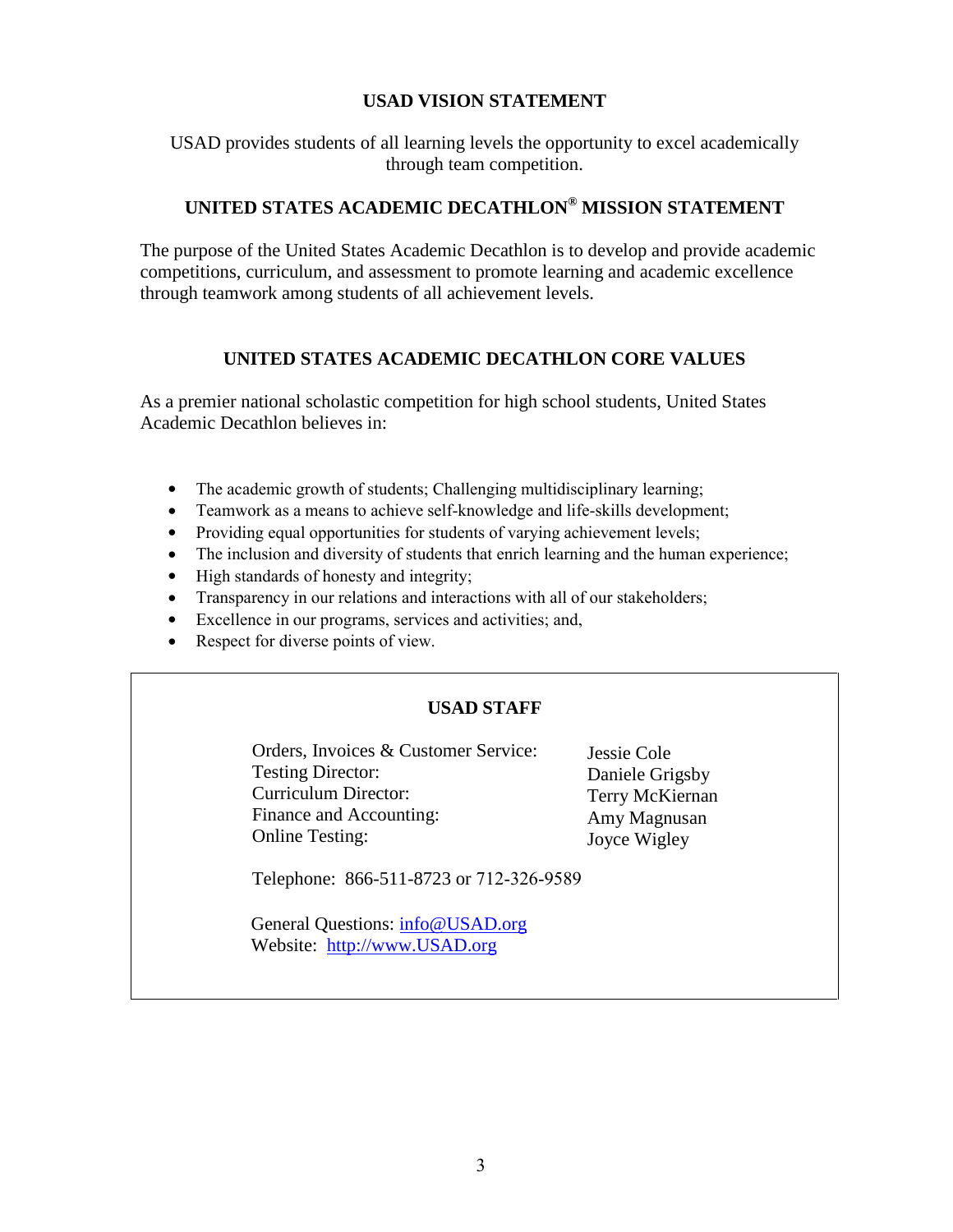## USAD VISION STATEMENT

USAD provides students of all learning levels the opportunity to excel academically through team competition.

## UNITED STATES ACADEMIC DECATHLON® MISSION STATEMENT

The purpose of the United States Academic Decathlon is to develop and provide academic competitions, curriculum, and assessment to promote learning and academic excellence through teamwork among students of all achievement levels.

## UNITED STATES ACADEMIC DECATHLON CORE VALUES

As a premier national scholastic competition for high school students, United States Academic Decathlon believes in:

- The academic growth of students; Challenging multidisciplinary learning;
- Teamwork as a means to achieve self-knowledge and life-skills development;
- Providing equal opportunities for students of varying achievement levels;
- The inclusion and diversity of students that enrich learning and the human experience;
- High standards of honesty and integrity;
- Transparency in our relations and interactions with all of our stakeholders;
- Excellence in our programs, services and activities; and,
- Respect for diverse points of view.

### USAD STAFF

| | |
|---|---|
| Orders, Invoices & Customer Service: | Jessie Cole |
| Testing Director: | Daniele Grigsby |
| Curriculum Director: | Terry McKiernan |
| Finance and Accounting: | Amy Magnusan |
| Online Testing: | Joyce Wigley |

Telephone: 866-511-8723 or 712-326-9589

General Questions: info@USAD.org
Website: http://www.USAD.org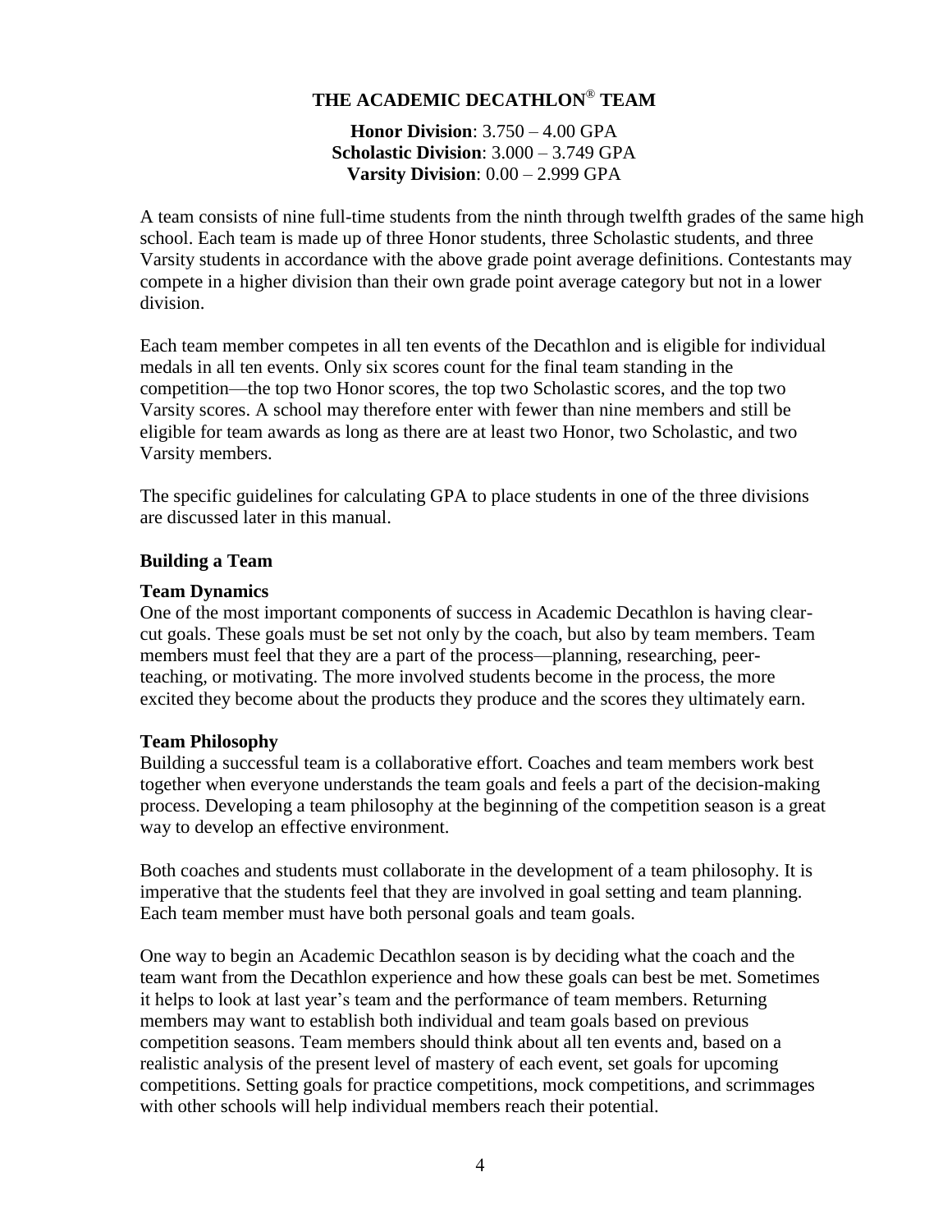# THE ACADEMIC DECATHLON® TEAM

**Honor Division**: 3.750 – 4.00 GPA
**Scholastic Division**: 3.000 – 3.749 GPA
**Varsity Division**: 0.00 – 2.999 GPA

A team consists of nine full-time students from the ninth through twelfth grades of the same high school. Each team is made up of three Honor students, three Scholastic students, and three Varsity students in accordance with the above grade point average definitions. Contestants may compete in a higher division than their own grade point average category but not in a lower division.

Each team member competes in all ten events of the Decathlon and is eligible for individual medals in all ten events. Only six scores count for the final team standing in the competition—the top two Honor scores, the top two Scholastic scores, and the top two Varsity scores. A school may therefore enter with fewer than nine members and still be eligible for team awards as long as there are at least two Honor, two Scholastic, and two Varsity members.

The specific guidelines for calculating GPA to place students in one of the three divisions are discussed later in this manual.

## Building a Team

### Team Dynamics

One of the most important components of success in Academic Decathlon is having clear-cut goals. These goals must be set not only by the coach, but also by team members. Team members must feel that they are a part of the process—planning, researching, peer-teaching, or motivating. The more involved students become in the process, the more excited they become about the products they produce and the scores they ultimately earn.

### Team Philosophy

Building a successful team is a collaborative effort. Coaches and team members work best together when everyone understands the team goals and feels a part of the decision-making process. Developing a team philosophy at the beginning of the competition season is a great way to develop an effective environment.

Both coaches and students must collaborate in the development of a team philosophy. It is imperative that the students feel that they are involved in goal setting and team planning. Each team member must have both personal goals and team goals.

One way to begin an Academic Decathlon season is by deciding what the coach and the team want from the Decathlon experience and how these goals can best be met. Sometimes it helps to look at last year's team and the performance of team members. Returning members may want to establish both individual and team goals based on previous competition seasons. Team members should think about all ten events and, based on a realistic analysis of the present level of mastery of each event, set goals for upcoming competitions. Setting goals for practice competitions, mock competitions, and scrimmages with other schools will help individual members reach their potential.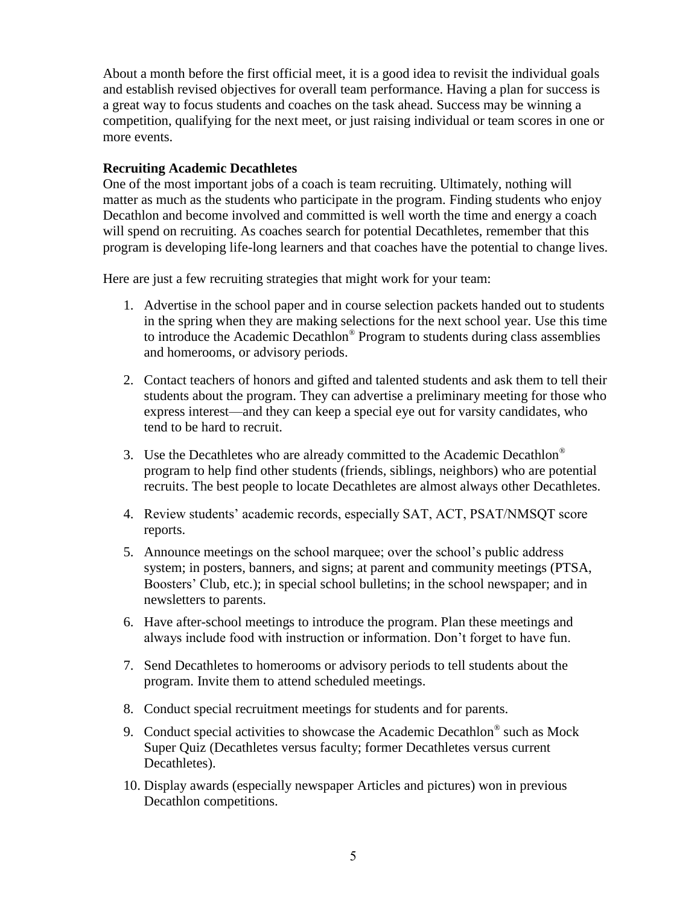About a month before the first official meet, it is a good idea to revisit the individual goals and establish revised objectives for overall team performance. Having a plan for success is a great way to focus students and coaches on the task ahead. Success may be winning a competition, qualifying for the next meet, or just raising individual or team scores in one or more events.

**Recruiting Academic Decathletes**

One of the most important jobs of a coach is team recruiting. Ultimately, nothing will matter as much as the students who participate in the program. Finding students who enjoy Decathlon and become involved and committed is well worth the time and energy a coach will spend on recruiting. As coaches search for potential Decathletes, remember that this program is developing life-long learners and that coaches have the potential to change lives.

Here are just a few recruiting strategies that might work for your team:

1. Advertise in the school paper and in course selection packets handed out to students in the spring when they are making selections for the next school year. Use this time to introduce the Academic Decathlon® Program to students during class assemblies and homerooms, or advisory periods.
2. Contact teachers of honors and gifted and talented students and ask them to tell their students about the program. They can advertise a preliminary meeting for those who express interest—and they can keep a special eye out for varsity candidates, who tend to be hard to recruit.
3. Use the Decathletes who are already committed to the Academic Decathlon® program to help find other students (friends, siblings, neighbors) who are potential recruits. The best people to locate Decathletes are almost always other Decathletes.
4. Review students' academic records, especially SAT, ACT, PSAT/NMSQT score reports.
5. Announce meetings on the school marquee; over the school's public address system; in posters, banners, and signs; at parent and community meetings (PTSA, Boosters' Club, etc.); in special school bulletins; in the school newspaper; and in newsletters to parents.
6. Have after-school meetings to introduce the program. Plan these meetings and always include food with instruction or information. Don't forget to have fun.
7. Send Decathletes to homerooms or advisory periods to tell students about the program. Invite them to attend scheduled meetings.
8. Conduct special recruitment meetings for students and for parents.
9. Conduct special activities to showcase the Academic Decathlon® such as Mock Super Quiz (Decathletes versus faculty; former Decathletes versus current Decathletes).
10. Display awards (especially newspaper Articles and pictures) won in previous Decathlon competitions.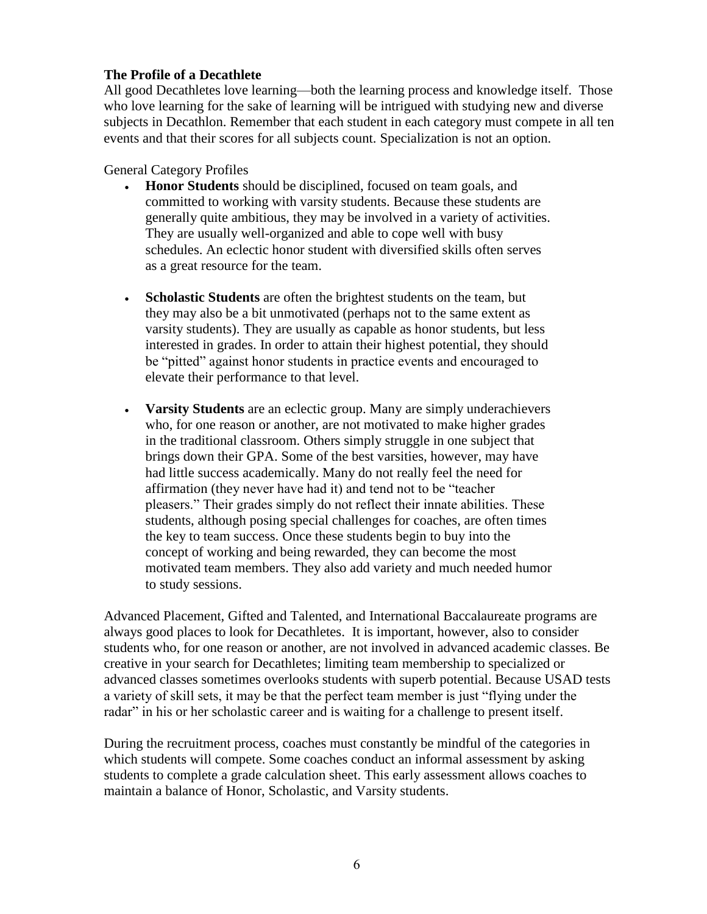**The Profile of a Decathlete**

All good Decathletes love learning—both the learning process and knowledge itself. Those who love learning for the sake of learning will be intrigued with studying new and diverse subjects in Decathlon. Remember that each student in each category must compete in all ten events and that their scores for all subjects count. Specialization is not an option.

General Category Profiles

- **Honor Students** should be disciplined, focused on team goals, and committed to working with varsity students. Because these students are generally quite ambitious, they may be involved in a variety of activities. They are usually well-organized and able to cope well with busy schedules. An eclectic honor student with diversified skills often serves as a great resource for the team.

- **Scholastic Students** are often the brightest students on the team, but they may also be a bit unmotivated (perhaps not to the same extent as varsity students). They are usually as capable as honor students, but less interested in grades. In order to attain their highest potential, they should be "pitted" against honor students in practice events and encouraged to elevate their performance to that level.

- **Varsity Students** are an eclectic group. Many are simply underachievers who, for one reason or another, are not motivated to make higher grades in the traditional classroom. Others simply struggle in one subject that brings down their GPA. Some of the best varsities, however, may have had little success academically. Many do not really feel the need for affirmation (they never have had it) and tend not to be "teacher pleasers." Their grades simply do not reflect their innate abilities. These students, although posing special challenges for coaches, are often times the key to team success. Once these students begin to buy into the concept of working and being rewarded, they can become the most motivated team members. They also add variety and much needed humor to study sessions.

Advanced Placement, Gifted and Talented, and International Baccalaureate programs are always good places to look for Decathletes. It is important, however, also to consider students who, for one reason or another, are not involved in advanced academic classes. Be creative in your search for Decathletes; limiting team membership to specialized or advanced classes sometimes overlooks students with superb potential. Because USAD tests a variety of skill sets, it may be that the perfect team member is just "flying under the radar" in his or her scholastic career and is waiting for a challenge to present itself.

During the recruitment process, coaches must constantly be mindful of the categories in which students will compete. Some coaches conduct an informal assessment by asking students to complete a grade calculation sheet. This early assessment allows coaches to maintain a balance of Honor, Scholastic, and Varsity students.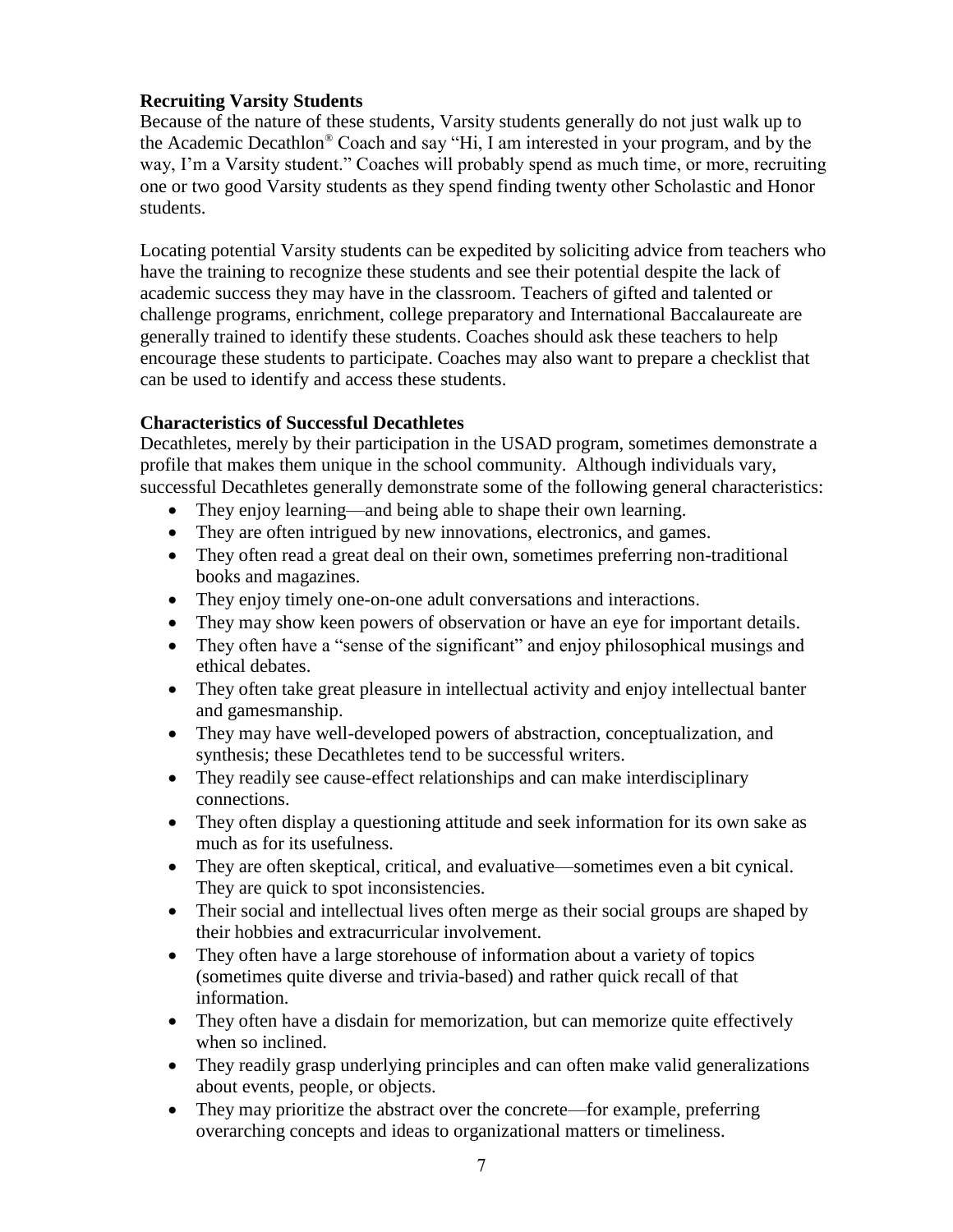**Recruiting Varsity Students**

Because of the nature of these students, Varsity students generally do not just walk up to the Academic Decathlon® Coach and say "Hi, I am interested in your program, and by the way, I'm a Varsity student." Coaches will probably spend as much time, or more, recruiting one or two good Varsity students as they spend finding twenty other Scholastic and Honor students.

Locating potential Varsity students can be expedited by soliciting advice from teachers who have the training to recognize these students and see their potential despite the lack of academic success they may have in the classroom. Teachers of gifted and talented or challenge programs, enrichment, college preparatory and International Baccalaureate are generally trained to identify these students. Coaches should ask these teachers to help encourage these students to participate. Coaches may also want to prepare a checklist that can be used to identify and access these students.

**Characteristics of Successful Decathletes**

Decathletes, merely by their participation in the USAD program, sometimes demonstrate a profile that makes them unique in the school community. Although individuals vary, successful Decathletes generally demonstrate some of the following general characteristics:

- They enjoy learning—and being able to shape their own learning.
- They are often intrigued by new innovations, electronics, and games.
- They often read a great deal on their own, sometimes preferring non-traditional books and magazines.
- They enjoy timely one-on-one adult conversations and interactions.
- They may show keen powers of observation or have an eye for important details.
- They often have a "sense of the significant" and enjoy philosophical musings and ethical debates.
- They often take great pleasure in intellectual activity and enjoy intellectual banter and gamesmanship.
- They may have well-developed powers of abstraction, conceptualization, and synthesis; these Decathletes tend to be successful writers.
- They readily see cause-effect relationships and can make interdisciplinary connections.
- They often display a questioning attitude and seek information for its own sake as much as for its usefulness.
- They are often skeptical, critical, and evaluative—sometimes even a bit cynical. They are quick to spot inconsistencies.
- Their social and intellectual lives often merge as their social groups are shaped by their hobbies and extracurricular involvement.
- They often have a large storehouse of information about a variety of topics (sometimes quite diverse and trivia-based) and rather quick recall of that information.
- They often have a disdain for memorization, but can memorize quite effectively when so inclined.
- They readily grasp underlying principles and can often make valid generalizations about events, people, or objects.
- They may prioritize the abstract over the concrete—for example, preferring overarching concepts and ideas to organizational matters or timeliness.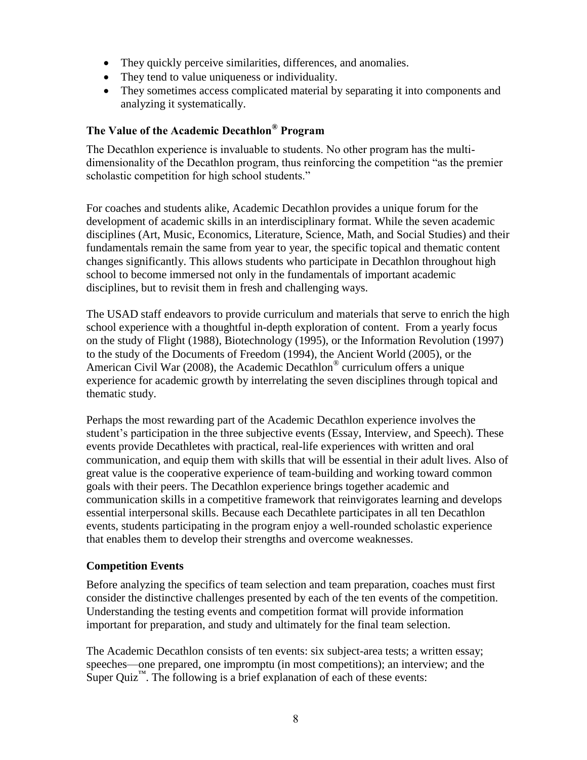- They quickly perceive similarities, differences, and anomalies.
- They tend to value uniqueness or individuality.
- They sometimes access complicated material by separating it into components and analyzing it systematically.

### The Value of the Academic Decathlon® Program

The Decathlon experience is invaluable to students. No other program has the multi-dimensionality of the Decathlon program, thus reinforcing the competition "as the premier scholastic competition for high school students."

For coaches and students alike, Academic Decathlon provides a unique forum for the development of academic skills in an interdisciplinary format. While the seven academic disciplines (Art, Music, Economics, Literature, Science, Math, and Social Studies) and their fundamentals remain the same from year to year, the specific topical and thematic content changes significantly. This allows students who participate in Decathlon throughout high school to become immersed not only in the fundamentals of important academic disciplines, but to revisit them in fresh and challenging ways.

The USAD staff endeavors to provide curriculum and materials that serve to enrich the high school experience with a thoughtful in-depth exploration of content. From a yearly focus on the study of Flight (1988), Biotechnology (1995), or the Information Revolution (1997) to the study of the Documents of Freedom (1994), the Ancient World (2005), or the American Civil War (2008), the Academic Decathlon® curriculum offers a unique experience for academic growth by interrelating the seven disciplines through topical and thematic study.

Perhaps the most rewarding part of the Academic Decathlon experience involves the student's participation in the three subjective events (Essay, Interview, and Speech). These events provide Decathletes with practical, real-life experiences with written and oral communication, and equip them with skills that will be essential in their adult lives. Also of great value is the cooperative experience of team-building and working toward common goals with their peers. The Decathlon experience brings together academic and communication skills in a competitive framework that reinvigorates learning and develops essential interpersonal skills. Because each Decathlete participates in all ten Decathlon events, students participating in the program enjoy a well-rounded scholastic experience that enables them to develop their strengths and overcome weaknesses.

### Competition Events

Before analyzing the specifics of team selection and team preparation, coaches must first consider the distinctive challenges presented by each of the ten events of the competition. Understanding the testing events and competition format will provide information important for preparation, and study and ultimately for the final team selection.

The Academic Decathlon consists of ten events: six subject-area tests; a written essay; speeches—one prepared, one impromptu (in most competitions); an interview; and the Super Quiz™. The following is a brief explanation of each of these events: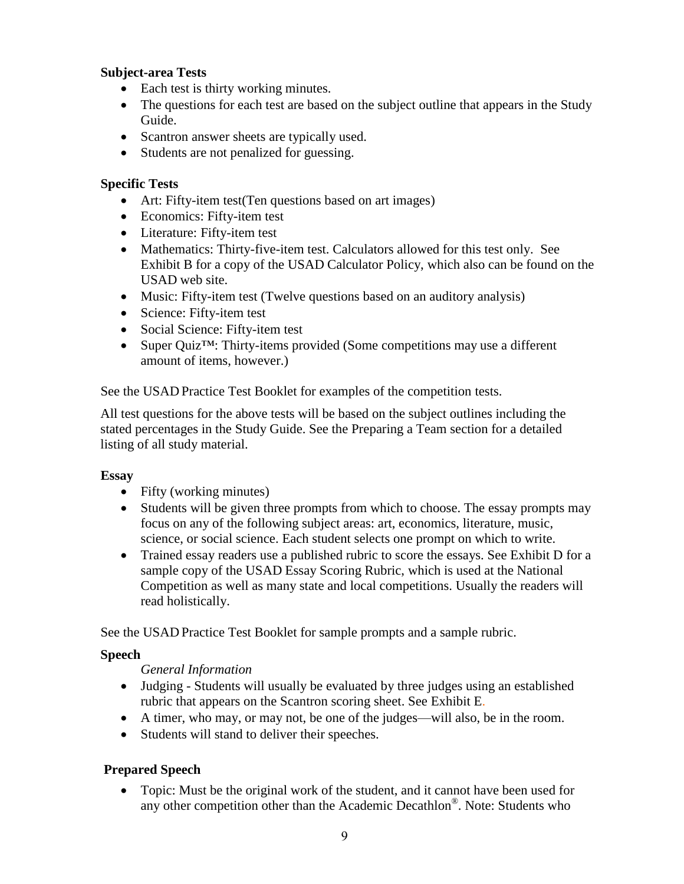**Subject-area Tests**

- Each test is thirty working minutes.
- The questions for each test are based on the subject outline that appears in the Study Guide.
- Scantron answer sheets are typically used.
- Students are not penalized for guessing.

**Specific Tests**

- Art: Fifty-item test(Ten questions based on art images)
- Economics: Fifty-item test
- Literature: Fifty-item test
- Mathematics: Thirty-five-item test. Calculators allowed for this test only. See Exhibit B for a copy of the USAD Calculator Policy, which also can be found on the USAD web site.
- Music: Fifty-item test (Twelve questions based on an auditory analysis)
- Science: Fifty-item test
- Social Science: Fifty-item test
- Super Quiz™: Thirty-items provided (Some competitions may use a different amount of items, however.)

See the USAD Practice Test Booklet for examples of the competition tests.

All test questions for the above tests will be based on the subject outlines including the stated percentages in the Study Guide. See the Preparing a Team section for a detailed listing of all study material.

**Essay**

- Fifty (working minutes)
- Students will be given three prompts from which to choose. The essay prompts may focus on any of the following subject areas: art, economics, literature, music, science, or social science. Each student selects one prompt on which to write.
- Trained essay readers use a published rubric to score the essays. See Exhibit D for a sample copy of the USAD Essay Scoring Rubric, which is used at the National Competition as well as many state and local competitions. Usually the readers will read holistically.

See the USAD Practice Test Booklet for sample prompts and a sample rubric.

**Speech**

*General Information*

- Judging - Students will usually be evaluated by three judges using an established rubric that appears on the Scantron scoring sheet. See Exhibit E.
- A timer, who may, or may not, be one of the judges—will also, be in the room.
- Students will stand to deliver their speeches.

**Prepared Speech**

- Topic: Must be the original work of the student, and it cannot have been used for any other competition other than the Academic Decathlon®. Note: Students who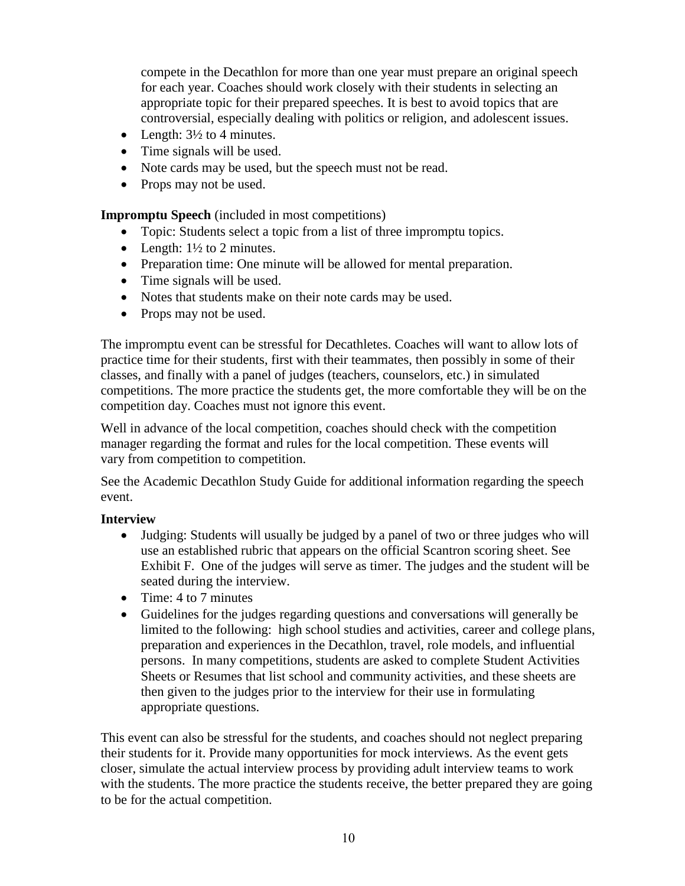compete in the Decathlon for more than one year must prepare an original speech for each year. Coaches should work closely with their students in selecting an appropriate topic for their prepared speeches. It is best to avoid topics that are controversial, especially dealing with politics or religion, and adolescent issues.

- Length: 3½ to 4 minutes.
- Time signals will be used.
- Note cards may be used, but the speech must not be read.
- Props may not be used.

**Impromptu Speech** (included in most competitions)

- Topic: Students select a topic from a list of three impromptu topics.
- Length: 1½ to 2 minutes.
- Preparation time: One minute will be allowed for mental preparation.
- Time signals will be used.
- Notes that students make on their note cards may be used.
- Props may not be used.

The impromptu event can be stressful for Decathletes. Coaches will want to allow lots of practice time for their students, first with their teammates, then possibly in some of their classes, and finally with a panel of judges (teachers, counselors, etc.) in simulated competitions. The more practice the students get, the more comfortable they will be on the competition day. Coaches must not ignore this event.

Well in advance of the local competition, coaches should check with the competition manager regarding the format and rules for the local competition. These events will vary from competition to competition.

See the Academic Decathlon Study Guide for additional information regarding the speech event.

**Interview**

- Judging: Students will usually be judged by a panel of two or three judges who will use an established rubric that appears on the official Scantron scoring sheet. See Exhibit F. One of the judges will serve as timer. The judges and the student will be seated during the interview.
- Time: 4 to 7 minutes
- Guidelines for the judges regarding questions and conversations will generally be limited to the following: high school studies and activities, career and college plans, preparation and experiences in the Decathlon, travel, role models, and influential persons. In many competitions, students are asked to complete Student Activities Sheets or Resumes that list school and community activities, and these sheets are then given to the judges prior to the interview for their use in formulating appropriate questions.

This event can also be stressful for the students, and coaches should not neglect preparing their students for it. Provide many opportunities for mock interviews. As the event gets closer, simulate the actual interview process by providing adult interview teams to work with the students. The more practice the students receive, the better prepared they are going to be for the actual competition.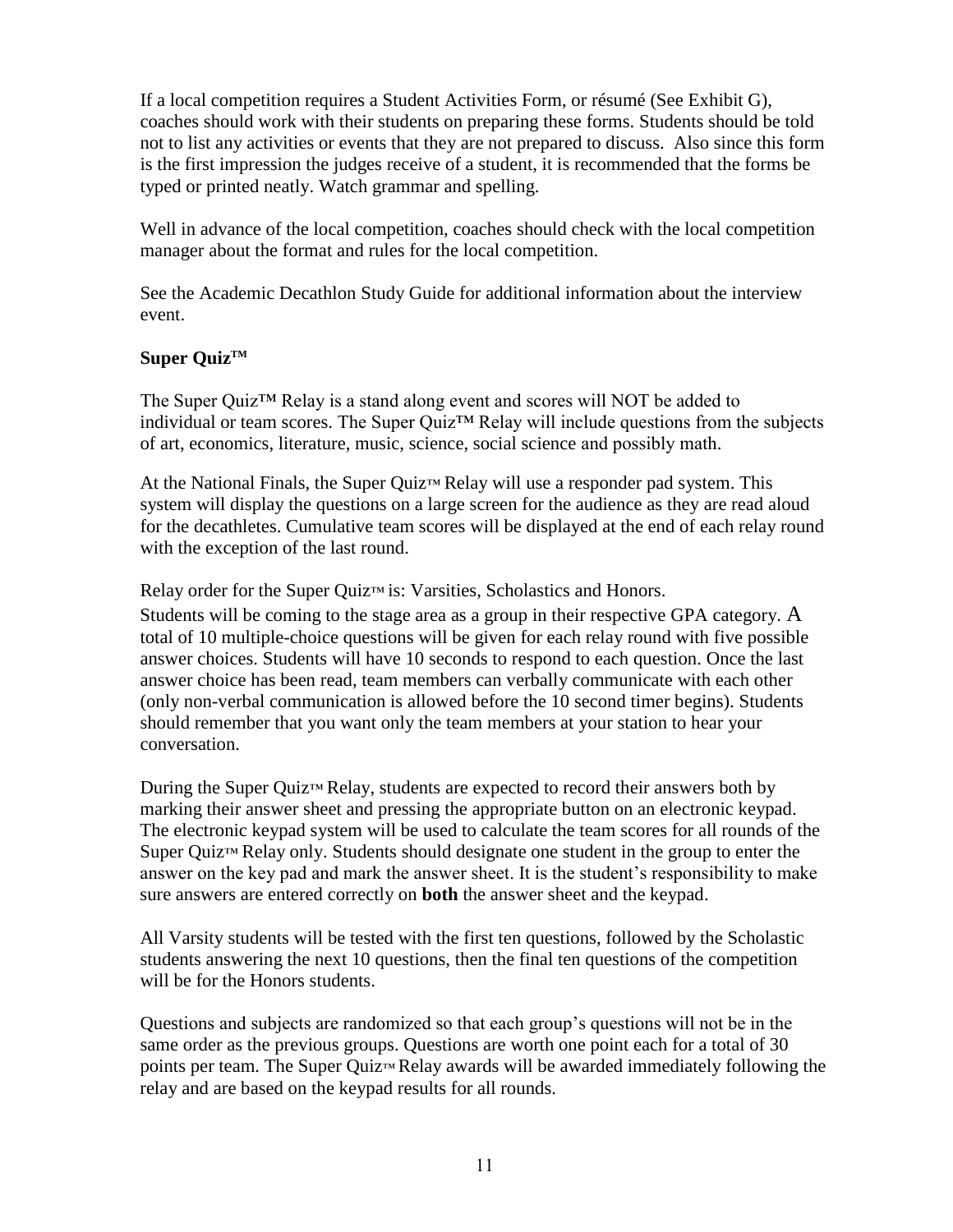If a local competition requires a Student Activities Form, or résumé (See Exhibit G), coaches should work with their students on preparing these forms. Students should be told not to list any activities or events that they are not prepared to discuss. Also since this form is the first impression the judges receive of a student, it is recommended that the forms be typed or printed neatly. Watch grammar and spelling.

Well in advance of the local competition, coaches should check with the local competition manager about the format and rules for the local competition.

See the Academic Decathlon Study Guide for additional information about the interview event.

**Super Quiz™**

The Super Quiz™ Relay is a stand along event and scores will NOT be added to individual or team scores. The Super Quiz™ Relay will include questions from the subjects of art, economics, literature, music, science, social science and possibly math.

At the National Finals, the Super Quiz™ Relay will use a responder pad system. This system will display the questions on a large screen for the audience as they are read aloud for the decathletes. Cumulative team scores will be displayed at the end of each relay round with the exception of the last round.

Relay order for the Super Quiz™ is: Varsities, Scholastics and Honors.

Students will be coming to the stage area as a group in their respective GPA category. A total of 10 multiple-choice questions will be given for each relay round with five possible answer choices. Students will have 10 seconds to respond to each question. Once the last answer choice has been read, team members can verbally communicate with each other (only non-verbal communication is allowed before the 10 second timer begins). Students should remember that you want only the team members at your station to hear your conversation.

During the Super Quiz™ Relay, students are expected to record their answers both by marking their answer sheet and pressing the appropriate button on an electronic keypad. The electronic keypad system will be used to calculate the team scores for all rounds of the Super Quiz™ Relay only. Students should designate one student in the group to enter the answer on the key pad and mark the answer sheet. It is the student's responsibility to make sure answers are entered correctly on **both** the answer sheet and the keypad.

All Varsity students will be tested with the first ten questions, followed by the Scholastic students answering the next 10 questions, then the final ten questions of the competition will be for the Honors students.

Questions and subjects are randomized so that each group's questions will not be in the same order as the previous groups. Questions are worth one point each for a total of 30 points per team. The Super Quiz™ Relay awards will be awarded immediately following the relay and are based on the keypad results for all rounds.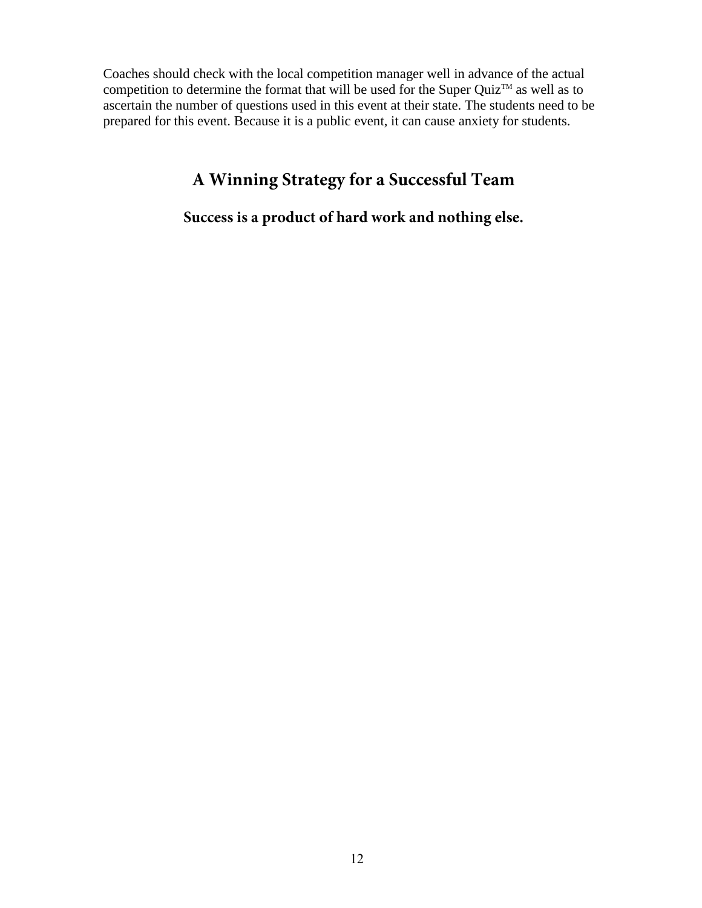Coaches should check with the local competition manager well in advance of the actual competition to determine the format that will be used for the Super Quiz™ as well as to ascertain the number of questions used in this event at their state. The students need to be prepared for this event. Because it is a public event, it can cause anxiety for students.

## A Winning Strategy for a Successful Team

### Success is a product of hard work and nothing else.